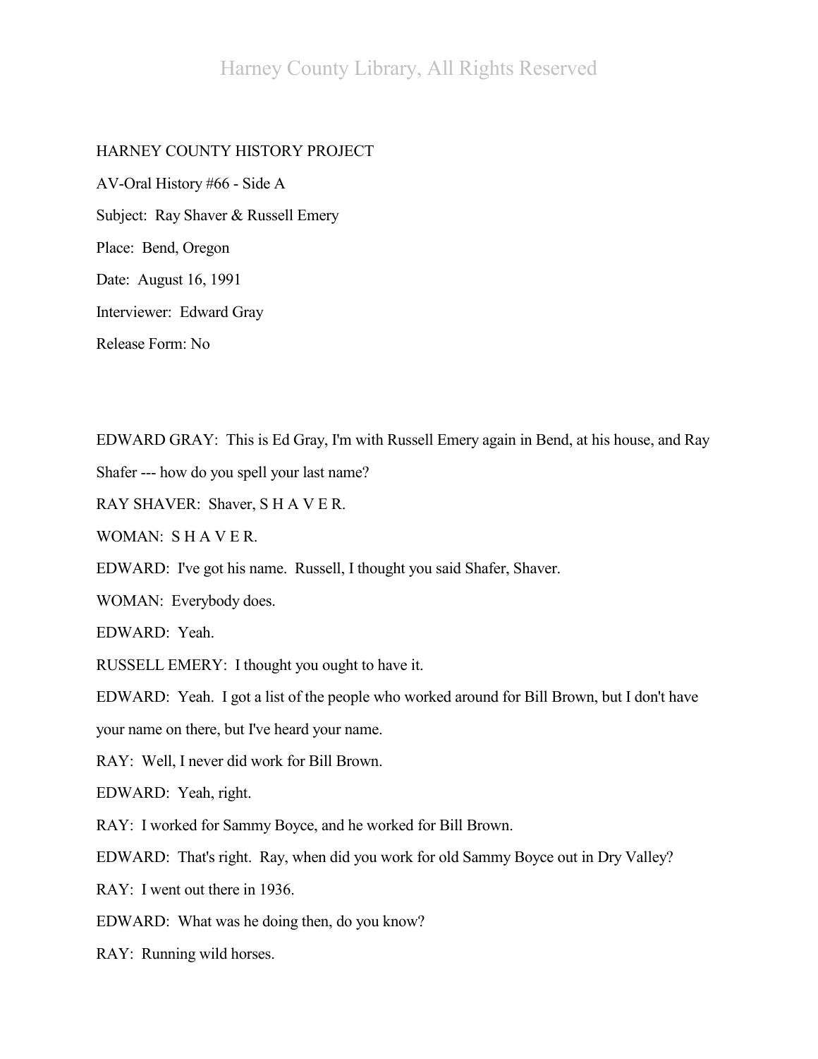HARNEY COUNTY HISTORY PROJECT

AV-Oral History #66 - Side A

Subject: Ray Shaver & Russell Emery

Place: Bend, Oregon

Date: August 16, 1991

Interviewer: Edward Gray

Release Form: No

EDWARD GRAY: This is Ed Gray, I'm with Russell Emery again in Bend, at his house, and Ray Shafer --- how do you spell your last name?

RAY SHAVER: Shaver, S H A V E R.

WOMAN: S H A V E R.

EDWARD: I've got his name. Russell, I thought you said Shafer, Shaver.

WOMAN: Everybody does.

EDWARD: Yeah.

RUSSELL EMERY: I thought you ought to have it.

EDWARD: Yeah. I got a list of the people who worked around for Bill Brown, but I don't have your name on there, but I've heard your name.

RAY: Well, I never did work for Bill Brown.

EDWARD: Yeah, right.

RAY: I worked for Sammy Boyce, and he worked for Bill Brown.

EDWARD: That's right. Ray, when did you work for old Sammy Boyce out in Dry Valley?

RAY: I went out there in 1936.

EDWARD: What was he doing then, do you know?

RAY: Running wild horses.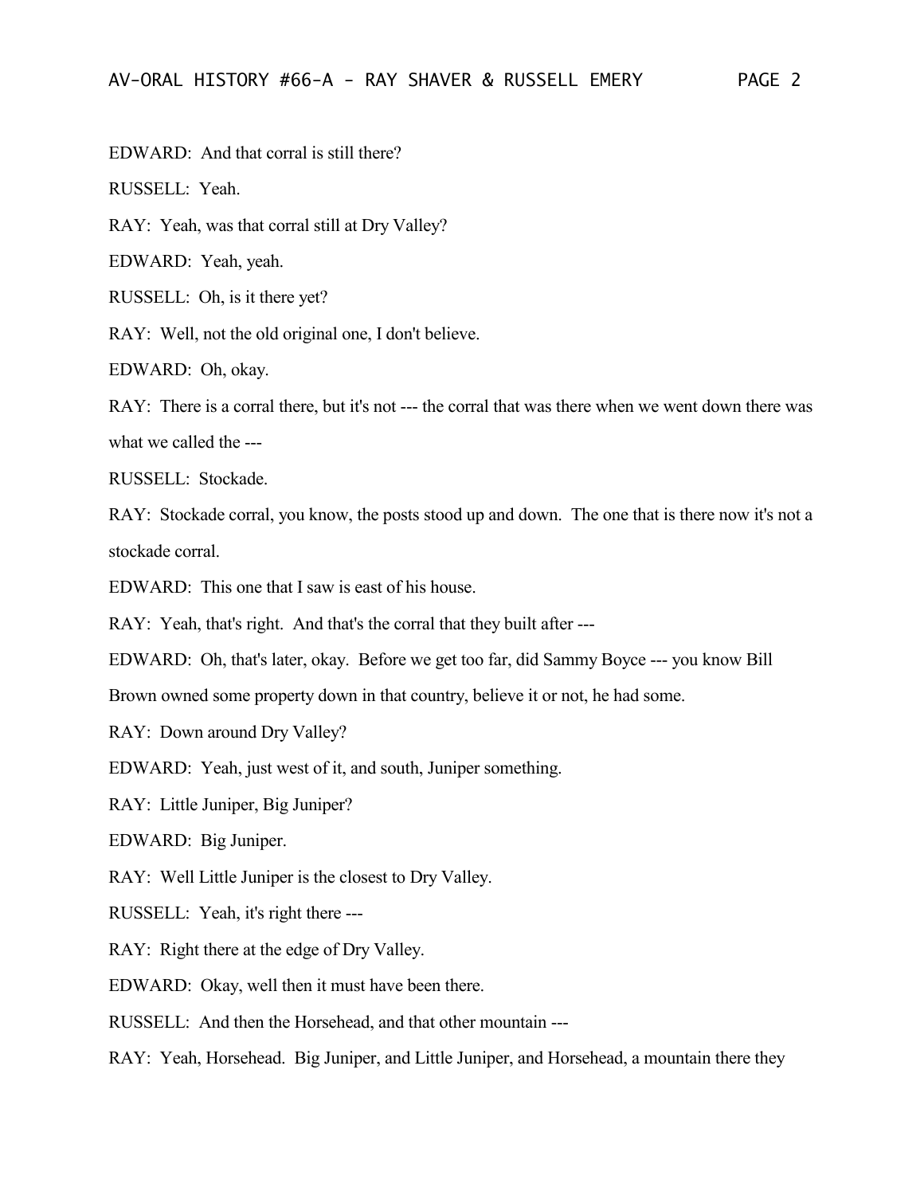EDWARD: And that corral is still there?

RUSSELL: Yeah.

RAY: Yeah, was that corral still at Dry Valley?

EDWARD: Yeah, yeah.

RUSSELL: Oh, is it there yet?

RAY: Well, not the old original one, I don't believe.

EDWARD: Oh, okay.

RAY: There is a corral there, but it's not --- the corral that was there when we went down there was what we called the ---

RUSSELL: Stockade.

RAY: Stockade corral, you know, the posts stood up and down. The one that is there now it's not a stockade corral.

EDWARD: This one that I saw is east of his house.

RAY: Yeah, that's right. And that's the corral that they built after ---

EDWARD: Oh, that's later, okay. Before we get too far, did Sammy Boyce --- you know Bill Brown owned some property down in that country, believe it or not, he had some.

RAY: Down around Dry Valley?

EDWARD: Yeah, just west of it, and south, Juniper something.

RAY: Little Juniper, Big Juniper?

EDWARD: Big Juniper.

RAY: Well Little Juniper is the closest to Dry Valley.

RUSSELL: Yeah, it's right there ---

RAY: Right there at the edge of Dry Valley.

EDWARD: Okay, well then it must have been there.

RUSSELL: And then the Horsehead, and that other mountain ---

RAY: Yeah, Horsehead. Big Juniper, and Little Juniper, and Horsehead, a mountain there they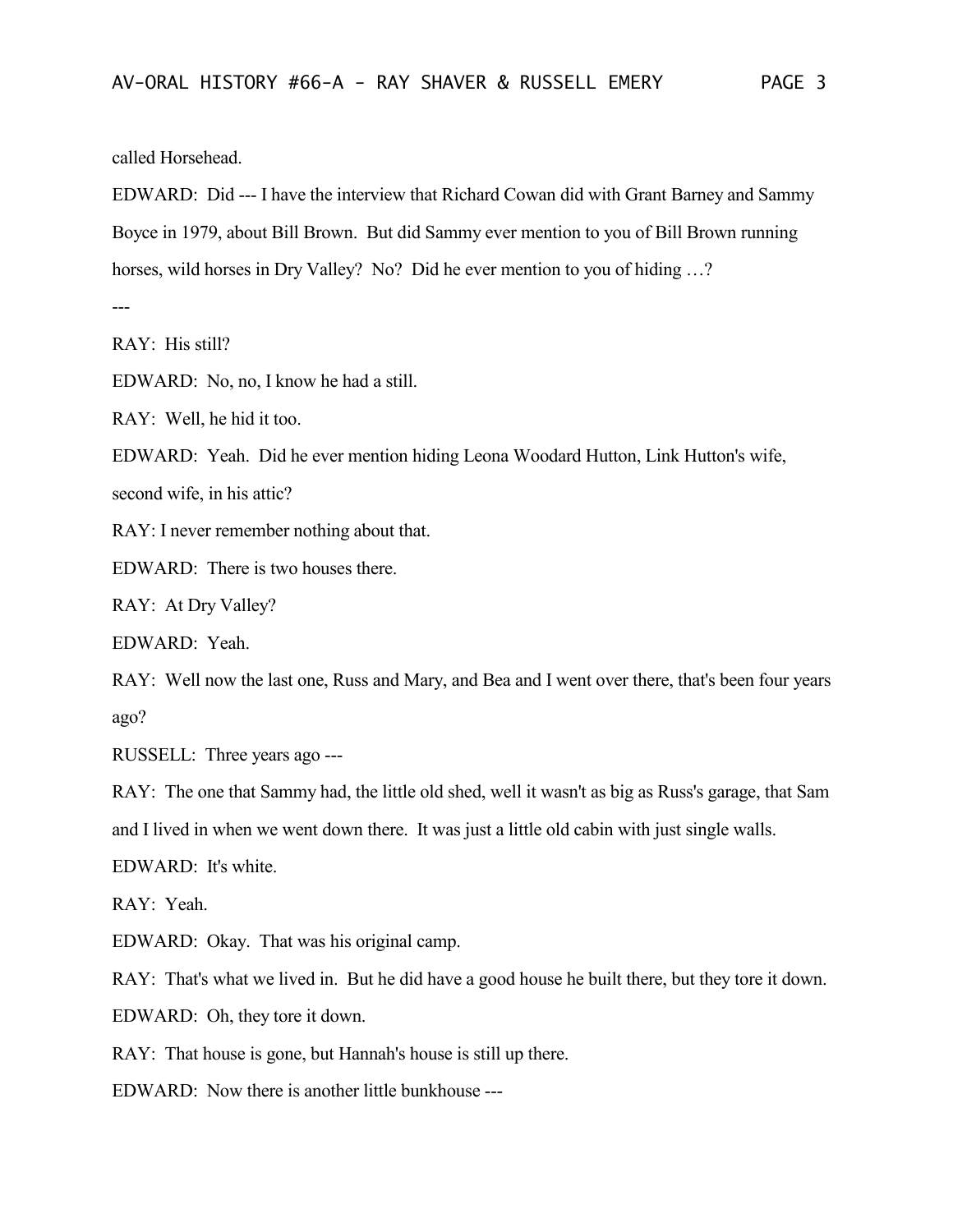called Horsehead.

EDWARD: Did --- I have the interview that Richard Cowan did with Grant Barney and Sammy Boyce in 1979, about Bill Brown. But did Sammy ever mention to you of Bill Brown running horses, wild horses in Dry Valley? No? Did he ever mention to you of hiding …?

---

RAY: His still?

EDWARD: No, no, I know he had a still.

RAY: Well, he hid it too.

EDWARD: Yeah. Did he ever mention hiding Leona Woodard Hutton, Link Hutton's wife, second wife, in his attic?

RAY: I never remember nothing about that.

EDWARD: There is two houses there.

RAY: At Dry Valley?

EDWARD: Yeah.

RAY: Well now the last one, Russ and Mary, and Bea and I went over there, that's been four years ago?

RUSSELL: Three years ago ---

RAY: The one that Sammy had, the little old shed, well it wasn't as big as Russ's garage, that Sam and I lived in when we went down there. It was just a little old cabin with just single walls.

EDWARD: It's white.

RAY: Yeah.

EDWARD: Okay. That was his original camp.

RAY: That's what we lived in. But he did have a good house he built there, but they tore it down.

EDWARD: Oh, they tore it down.

RAY: That house is gone, but Hannah's house is still up there.

EDWARD: Now there is another little bunkhouse ---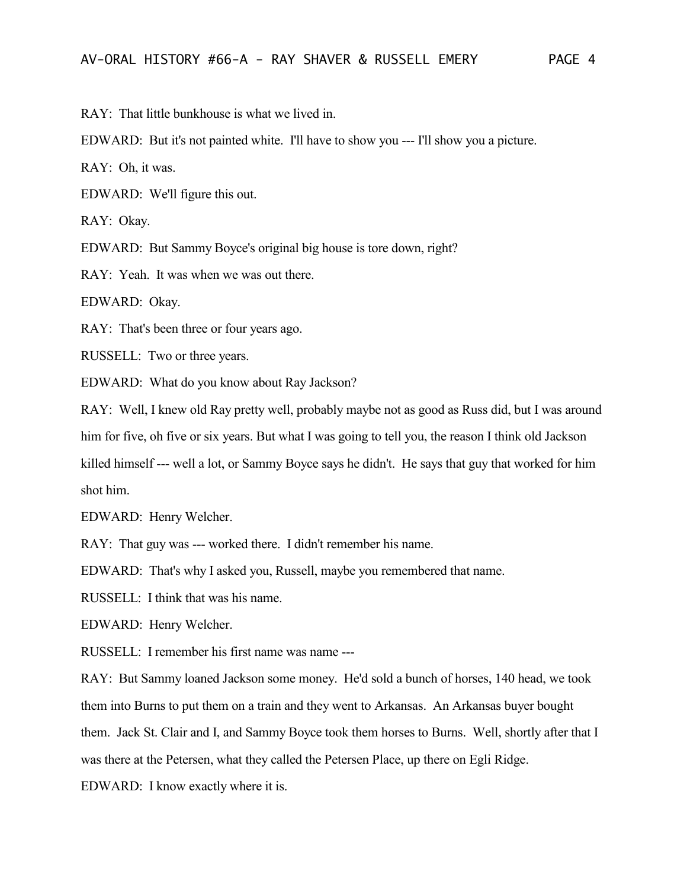RAY: That little bunkhouse is what we lived in.

EDWARD: But it's not painted white. I'll have to show you --- I'll show you a picture.

RAY: Oh, it was.

EDWARD: We'll figure this out.

RAY: Okay.

EDWARD: But Sammy Boyce's original big house is tore down, right?

RAY: Yeah. It was when we was out there.

EDWARD: Okay.

RAY: That's been three or four years ago.

RUSSELL: Two or three years.

EDWARD: What do you know about Ray Jackson?

RAY: Well, I knew old Ray pretty well, probably maybe not as good as Russ did, but I was around him for five, oh five or six years. But what I was going to tell you, the reason I think old Jackson killed himself --- well a lot, or Sammy Boyce says he didn't. He says that guy that worked for him shot him.

EDWARD: Henry Welcher.

RAY: That guy was --- worked there. I didn't remember his name.

EDWARD: That's why I asked you, Russell, maybe you remembered that name.

RUSSELL: I think that was his name.

EDWARD: Henry Welcher.

RUSSELL: I remember his first name was name ---

RAY: But Sammy loaned Jackson some money. He'd sold a bunch of horses, 140 head, we took them into Burns to put them on a train and they went to Arkansas. An Arkansas buyer bought them. Jack St. Clair and I, and Sammy Boyce took them horses to Burns. Well, shortly after that I was there at the Petersen, what they called the Petersen Place, up there on Egli Ridge.

EDWARD: I know exactly where it is.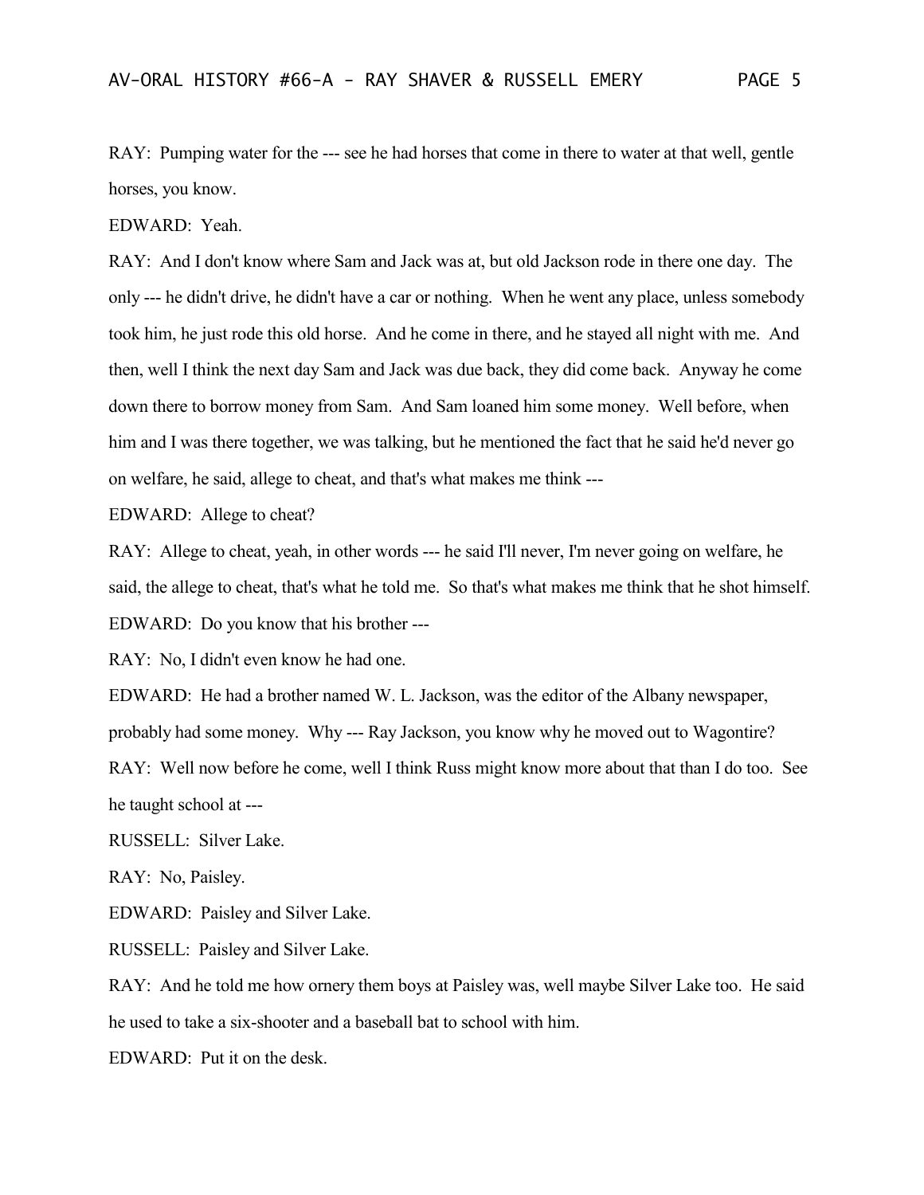RAY: Pumping water for the --- see he had horses that come in there to water at that well, gentle horses, you know.

EDWARD: Yeah.

RAY: And I don't know where Sam and Jack was at, but old Jackson rode in there one day. The only --- he didn't drive, he didn't have a car or nothing. When he went any place, unless somebody took him, he just rode this old horse. And he come in there, and he stayed all night with me. And then, well I think the next day Sam and Jack was due back, they did come back. Anyway he come down there to borrow money from Sam. And Sam loaned him some money. Well before, when him and I was there together, we was talking, but he mentioned the fact that he said he'd never go on welfare, he said, allege to cheat, and that's what makes me think ---

EDWARD: Allege to cheat?

RAY: Allege to cheat, yeah, in other words --- he said I'll never, I'm never going on welfare, he said, the allege to cheat, that's what he told me. So that's what makes me think that he shot himself.

EDWARD: Do you know that his brother ---

RAY: No, I didn't even know he had one.

EDWARD: He had a brother named W. L. Jackson, was the editor of the Albany newspaper, probably had some money. Why --- Ray Jackson, you know why he moved out to Wagontire?

RAY: Well now before he come, well I think Russ might know more about that than I do too. See he taught school at ---

RUSSELL: Silver Lake.

RAY: No, Paisley.

EDWARD: Paisley and Silver Lake.

RUSSELL: Paisley and Silver Lake.

RAY: And he told me how ornery them boys at Paisley was, well maybe Silver Lake too. He said he used to take a six-shooter and a baseball bat to school with him.

EDWARD: Put it on the desk.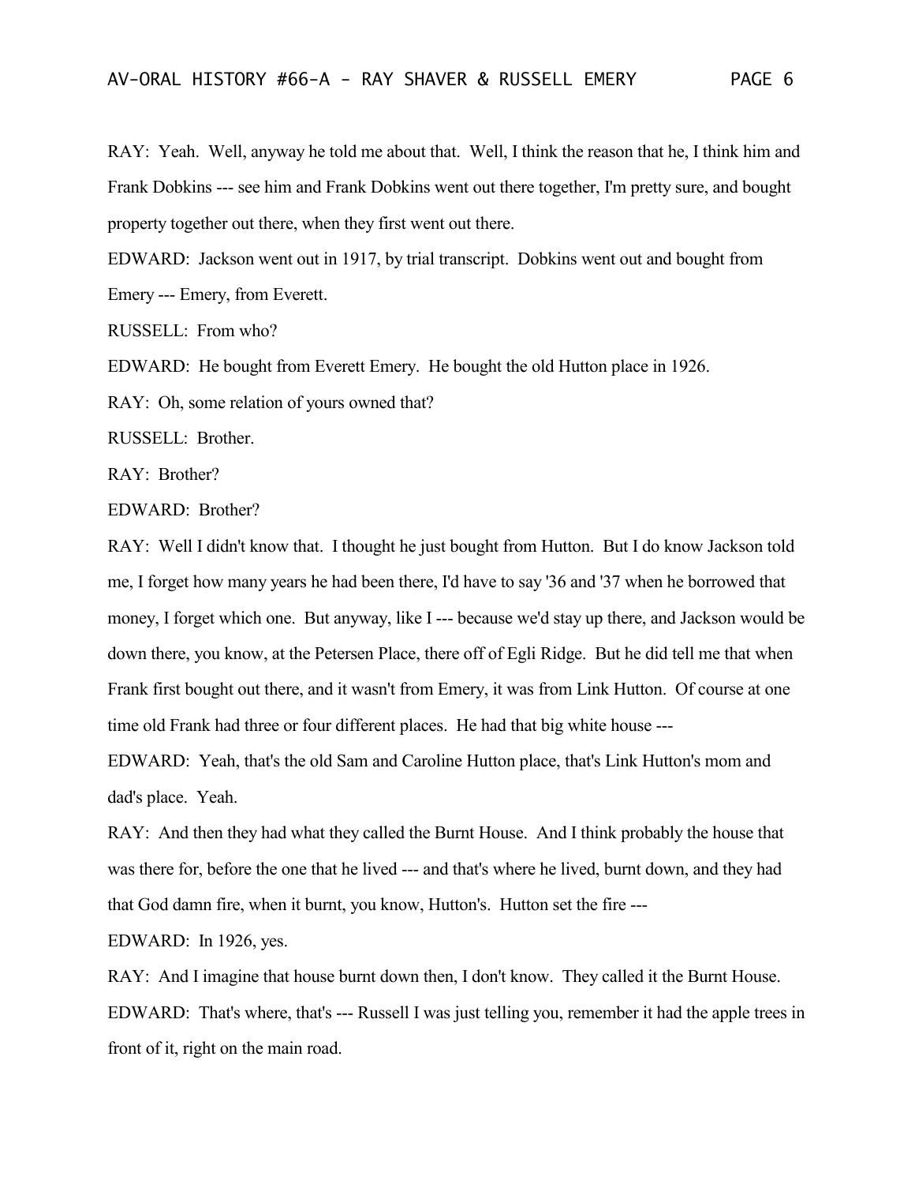RAY: Yeah. Well, anyway he told me about that. Well, I think the reason that he, I think him and Frank Dobkins --- see him and Frank Dobkins went out there together, I'm pretty sure, and bought property together out there, when they first went out there.

EDWARD: Jackson went out in 1917, by trial transcript. Dobkins went out and bought from Emery --- Emery, from Everett.

RUSSELL: From who?

EDWARD: He bought from Everett Emery. He bought the old Hutton place in 1926.

RAY: Oh, some relation of yours owned that?

RUSSELL: Brother.

RAY: Brother?

EDWARD: Brother?

RAY: Well I didn't know that. I thought he just bought from Hutton. But I do know Jackson told me, I forget how many years he had been there, I'd have to say '36 and '37 when he borrowed that money, I forget which one. But anyway, like I --- because we'd stay up there, and Jackson would be down there, you know, at the Petersen Place, there off of Egli Ridge. But he did tell me that when Frank first bought out there, and it wasn't from Emery, it was from Link Hutton. Of course at one time old Frank had three or four different places. He had that big white house ---

EDWARD: Yeah, that's the old Sam and Caroline Hutton place, that's Link Hutton's mom and dad's place. Yeah.

RAY: And then they had what they called the Burnt House. And I think probably the house that was there for, before the one that he lived --- and that's where he lived, burnt down, and they had that God damn fire, when it burnt, you know, Hutton's. Hutton set the fire ---

EDWARD: In 1926, yes.

RAY: And I imagine that house burnt down then, I don't know. They called it the Burnt House.

EDWARD: That's where, that's --- Russell I was just telling you, remember it had the apple trees in front of it, right on the main road.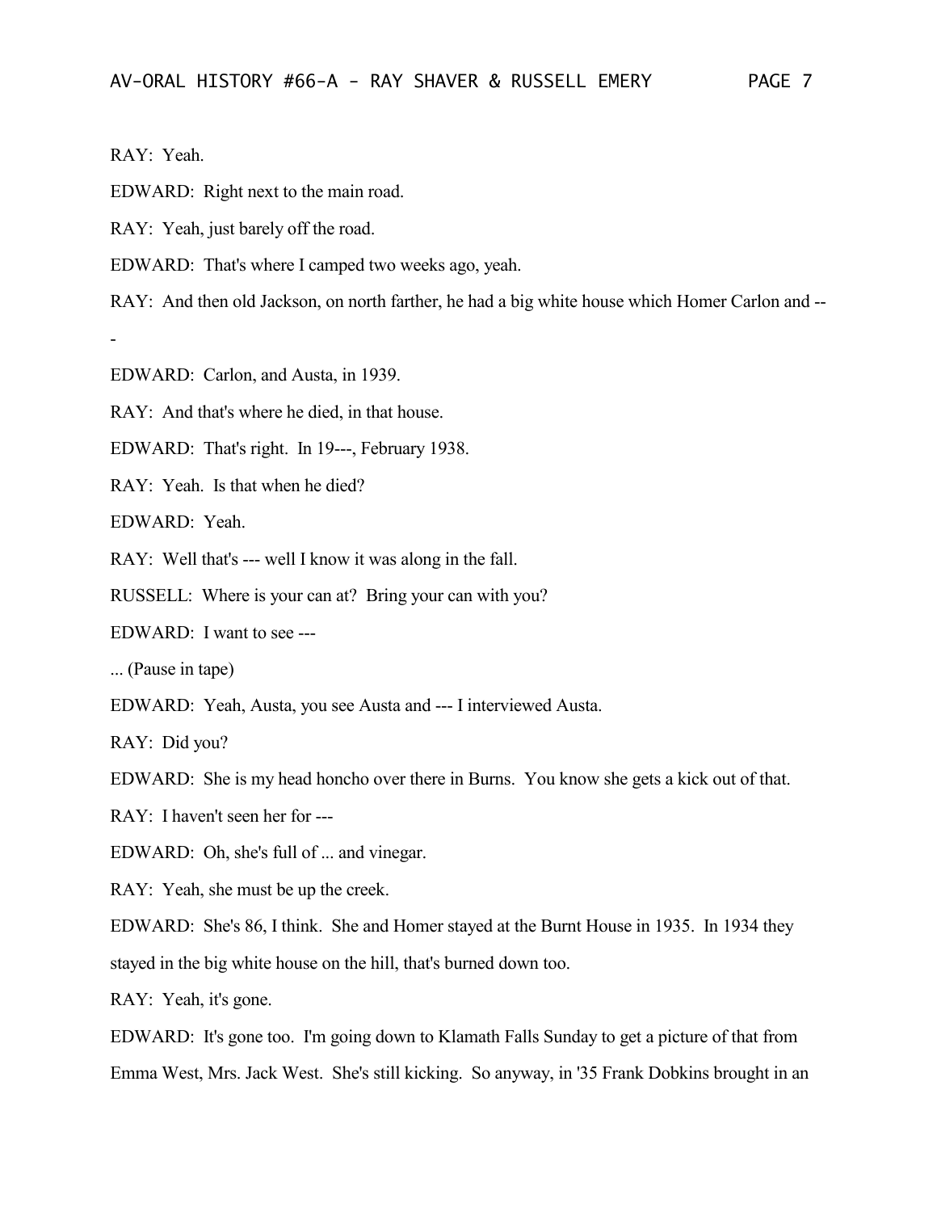RAY: Yeah.

EDWARD: Right next to the main road.

RAY: Yeah, just barely off the road.

EDWARD: That's where I camped two weeks ago, yeah.

RAY: And then old Jackson, on north farther, he had a big white house which Homer Carlon and ---

EDWARD: Carlon, and Austa, in 1939.

RAY: And that's where he died, in that house.

EDWARD: That's right. In 19---, February 1938.

RAY: Yeah. Is that when he died?

EDWARD: Yeah.

RAY: Well that's --- well I know it was along in the fall.

RUSSELL: Where is your can at? Bring your can with you?

EDWARD: I want to see ---

... (Pause in tape)

EDWARD: Yeah, Austa, you see Austa and --- I interviewed Austa.

RAY: Did you?

EDWARD: She is my head honcho over there in Burns. You know she gets a kick out of that.

RAY: I haven't seen her for ---

EDWARD: Oh, she's full of ... and vinegar.

RAY: Yeah, she must be up the creek.

EDWARD: She's 86, I think. She and Homer stayed at the Burnt House in 1935. In 1934 they stayed in the big white house on the hill, that's burned down too.

RAY: Yeah, it's gone.

EDWARD: It's gone too. I'm going down to Klamath Falls Sunday to get a picture of that from Emma West, Mrs. Jack West. She's still kicking. So anyway, in '35 Frank Dobkins brought in an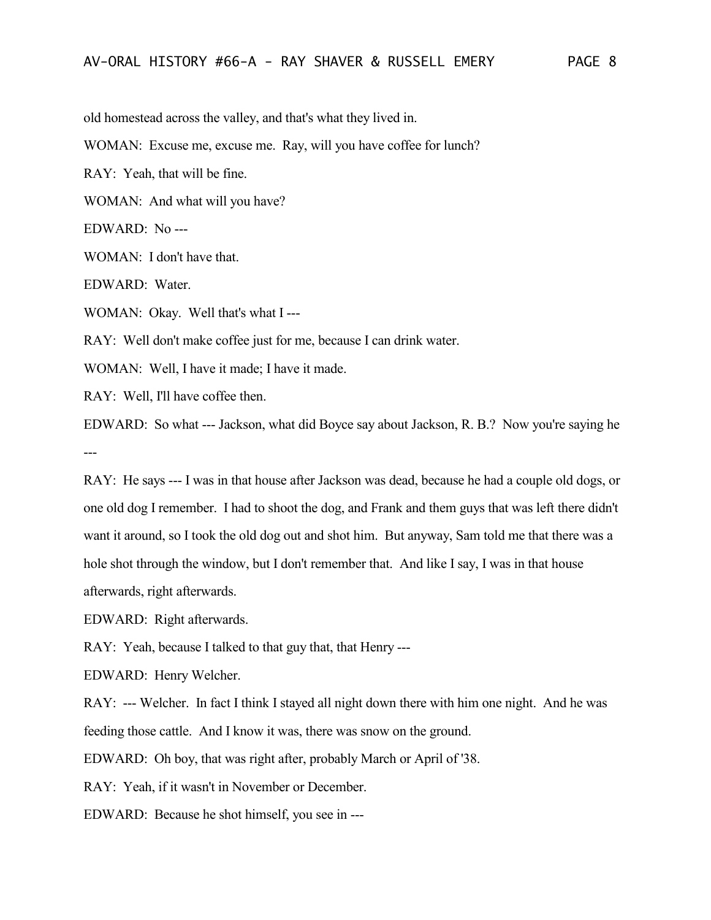old homestead across the valley, and that's what they lived in.

WOMAN: Excuse me, excuse me. Ray, will you have coffee for lunch?

RAY: Yeah, that will be fine.

WOMAN: And what will you have?

EDWARD: No ---

WOMAN: I don't have that.

EDWARD: Water.

WOMAN: Okay. Well that's what I ---

RAY: Well don't make coffee just for me, because I can drink water.

WOMAN: Well, I have it made; I have it made.

RAY: Well, I'll have coffee then.

EDWARD: So what --- Jackson, what did Boyce say about Jackson, R. B.? Now you're saying he ---

RAY: He says --- I was in that house after Jackson was dead, because he had a couple old dogs, or one old dog I remember. I had to shoot the dog, and Frank and them guys that was left there didn't want it around, so I took the old dog out and shot him. But anyway, Sam told me that there was a hole shot through the window, but I don't remember that. And like I say, I was in that house afterwards, right afterwards.

EDWARD: Right afterwards.

RAY: Yeah, because I talked to that guy that, that Henry ---

EDWARD: Henry Welcher.

RAY: --- Welcher. In fact I think I stayed all night down there with him one night. And he was feeding those cattle. And I know it was, there was snow on the ground.

EDWARD: Oh boy, that was right after, probably March or April of '38.

RAY: Yeah, if it wasn't in November or December.

EDWARD: Because he shot himself, you see in ---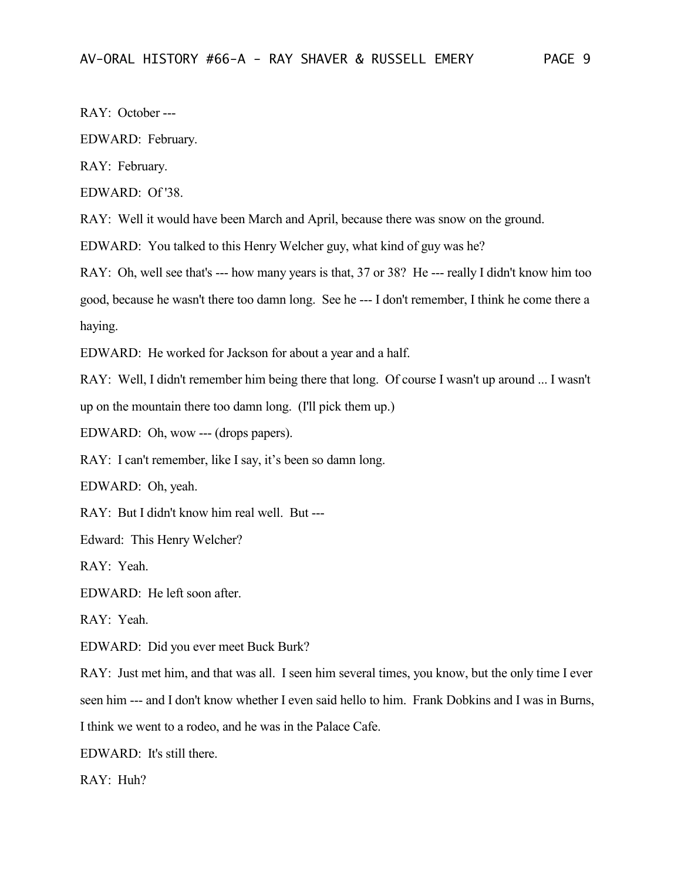RAY: October ---

EDWARD: February.

RAY: February.

EDWARD: Of '38.

RAY: Well it would have been March and April, because there was snow on the ground.

EDWARD: You talked to this Henry Welcher guy, what kind of guy was he?

RAY: Oh, well see that's --- how many years is that, 37 or 38? He --- really I didn't know him too good, because he wasn't there too damn long. See he --- I don't remember, I think he come there a haying.

EDWARD: He worked for Jackson for about a year and a half.

RAY: Well, I didn't remember him being there that long. Of course I wasn't up around ... I wasn't up on the mountain there too damn long. (I'll pick them up.)

EDWARD: Oh, wow --- (drops papers).

RAY: I can't remember, like I say, it's been so damn long.

EDWARD: Oh, yeah.

RAY: But I didn't know him real well. But ---

Edward: This Henry Welcher?

RAY: Yeah.

EDWARD: He left soon after.

RAY: Yeah.

EDWARD: Did you ever meet Buck Burk?

RAY: Just met him, and that was all. I seen him several times, you know, but the only time I ever seen him --- and I don't know whether I even said hello to him. Frank Dobkins and I was in Burns, I think we went to a rodeo, and he was in the Palace Cafe.

EDWARD: It's still there.

RAY: Huh?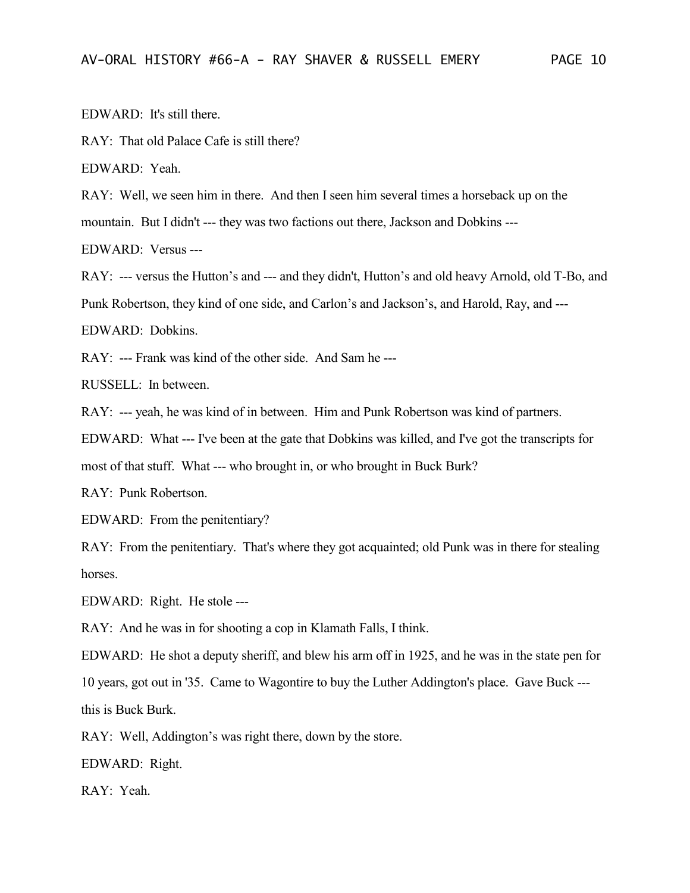EDWARD: It's still there.

RAY: That old Palace Cafe is still there?

EDWARD: Yeah.

RAY: Well, we seen him in there. And then I seen him several times a horseback up on the mountain. But I didn't --- they was two factions out there, Jackson and Dobkins ---

EDWARD: Versus ---

RAY: --- versus the Hutton's and --- and they didn't, Hutton's and old heavy Arnold, old T-Bo, and Punk Robertson, they kind of one side, and Carlon's and Jackson's, and Harold, Ray, and ---

EDWARD: Dobkins.

RAY: --- Frank was kind of the other side. And Sam he ---

RUSSELL: In between.

RAY: --- yeah, he was kind of in between. Him and Punk Robertson was kind of partners.

EDWARD: What --- I've been at the gate that Dobkins was killed, and I've got the transcripts for most of that stuff. What --- who brought in, or who brought in Buck Burk?

RAY: Punk Robertson.

EDWARD: From the penitentiary?

RAY: From the penitentiary. That's where they got acquainted; old Punk was in there for stealing horses.

EDWARD: Right. He stole ---

RAY: And he was in for shooting a cop in Klamath Falls, I think.

EDWARD: He shot a deputy sheriff, and blew his arm off in 1925, and he was in the state pen for 10 years, got out in '35. Came to Wagontire to buy the Luther Addington's place. Gave Buck --- this is Buck Burk.

RAY: Well, Addington's was right there, down by the store.

EDWARD: Right.

RAY: Yeah.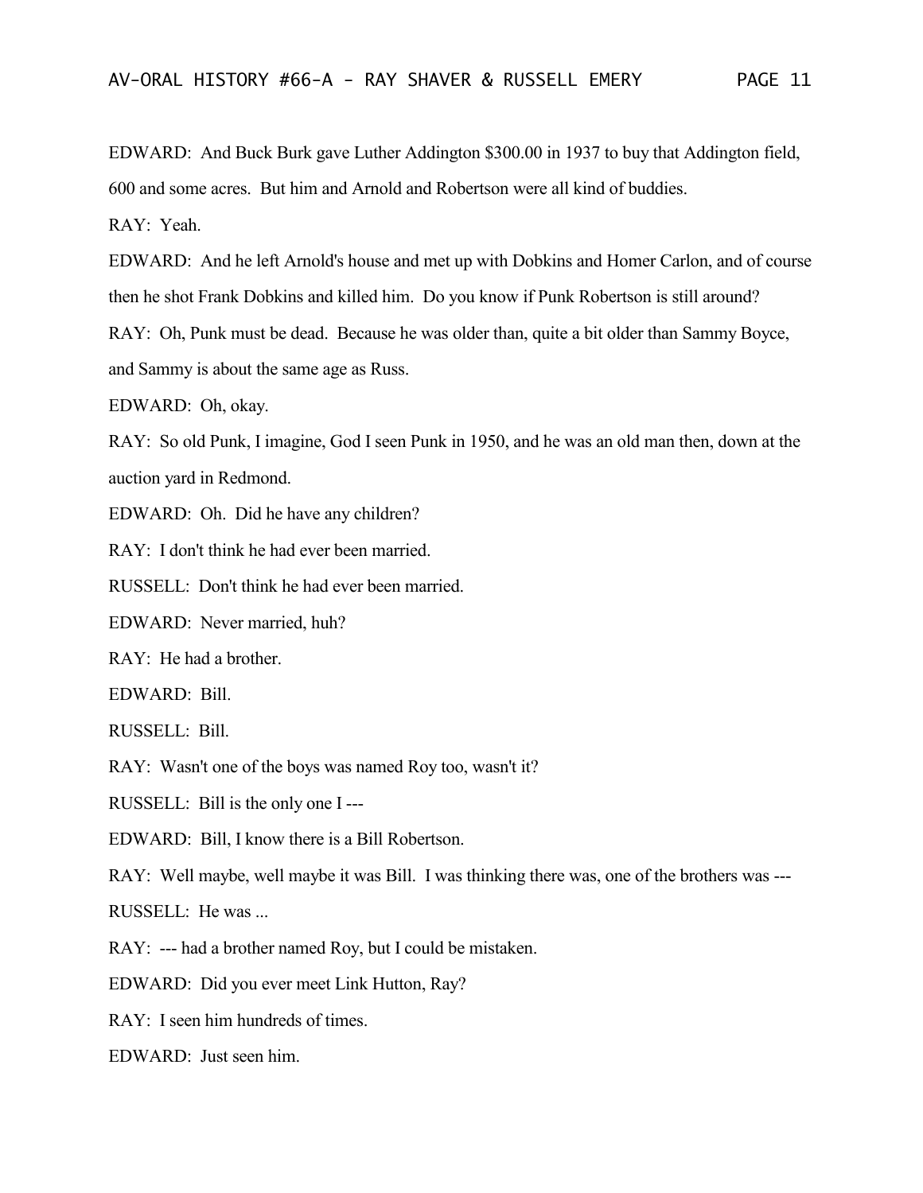EDWARD: And Buck Burk gave Luther Addington $300.00 in 1937 to buy that Addington field, 600 and some acres. But him and Arnold and Robertson were all kind of buddies.

RAY: Yeah.

EDWARD: And he left Arnold's house and met up with Dobkins and Homer Carlon, and of course then he shot Frank Dobkins and killed him. Do you know if Punk Robertson is still around?

RAY: Oh, Punk must be dead. Because he was older than, quite a bit older than Sammy Boyce, and Sammy is about the same age as Russ.

EDWARD: Oh, okay.

RAY: So old Punk, I imagine, God I seen Punk in 1950, and he was an old man then, down at the auction yard in Redmond.

EDWARD: Oh. Did he have any children?

RAY: I don't think he had ever been married.

RUSSELL: Don't think he had ever been married.

EDWARD: Never married, huh?

RAY: He had a brother.

EDWARD: Bill.

RUSSELL: Bill.

RAY: Wasn't one of the boys was named Roy too, wasn't it?

RUSSELL: Bill is the only one I ---

EDWARD: Bill, I know there is a Bill Robertson.

RAY: Well maybe, well maybe it was Bill. I was thinking there was, one of the brothers was ---

RUSSELL: He was ...

RAY: --- had a brother named Roy, but I could be mistaken.

EDWARD: Did you ever meet Link Hutton, Ray?

RAY: I seen him hundreds of times.

EDWARD: Just seen him.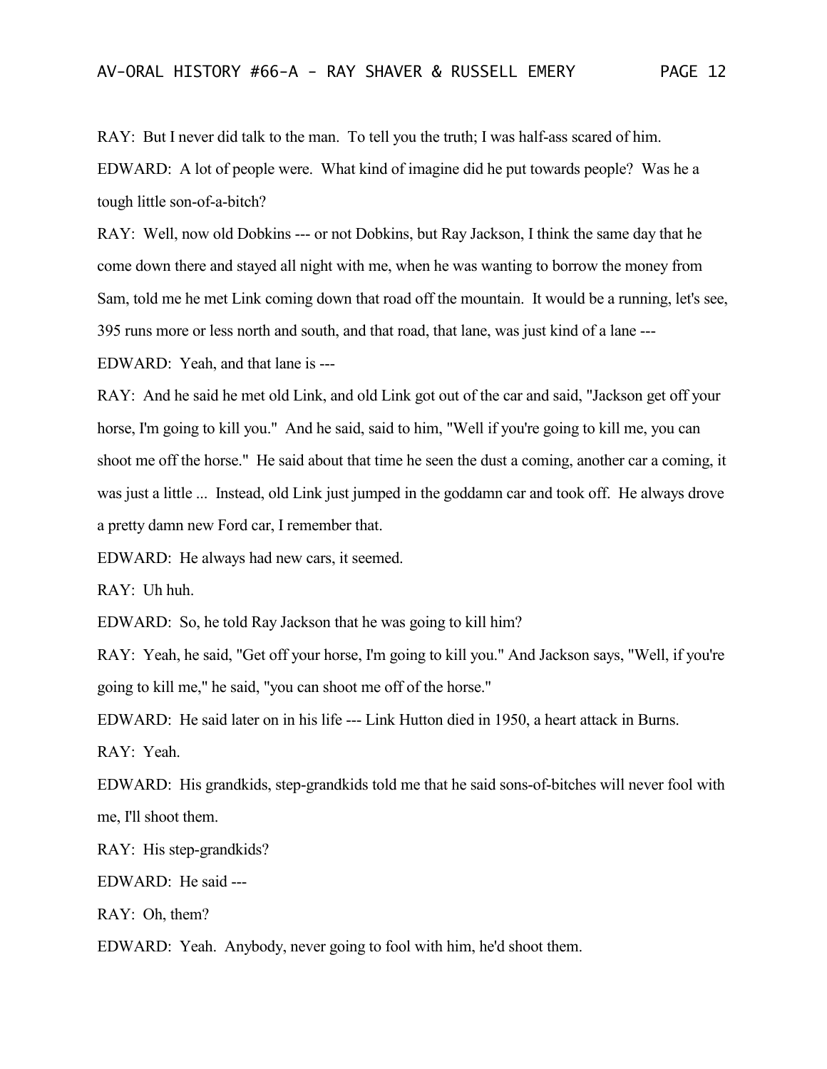RAY: But I never did talk to the man. To tell you the truth; I was half-ass scared of him.

EDWARD: A lot of people were. What kind of imagine did he put towards people? Was he a tough little son-of-a-bitch?

RAY: Well, now old Dobkins --- or not Dobkins, but Ray Jackson, I think the same day that he come down there and stayed all night with me, when he was wanting to borrow the money from Sam, told me he met Link coming down that road off the mountain. It would be a running, let's see, 395 runs more or less north and south, and that road, that lane, was just kind of a lane ---

EDWARD: Yeah, and that lane is ---

RAY: And he said he met old Link, and old Link got out of the car and said, "Jackson get off your horse, I'm going to kill you." And he said, said to him, "Well if you're going to kill me, you can shoot me off the horse." He said about that time he seen the dust a coming, another car a coming, it was just a little ... Instead, old Link just jumped in the goddamn car and took off. He always drove a pretty damn new Ford car, I remember that.

EDWARD: He always had new cars, it seemed.

RAY: Uh huh.

EDWARD: So, he told Ray Jackson that he was going to kill him?

RAY: Yeah, he said, "Get off your horse, I'm going to kill you." And Jackson says, "Well, if you're going to kill me," he said, "you can shoot me off of the horse."

EDWARD: He said later on in his life --- Link Hutton died in 1950, a heart attack in Burns.

RAY: Yeah.

EDWARD: His grandkids, step-grandkids told me that he said sons-of-bitches will never fool with me, I'll shoot them.

RAY: His step-grandkids?

EDWARD: He said ---

RAY: Oh, them?

EDWARD: Yeah. Anybody, never going to fool with him, he'd shoot them.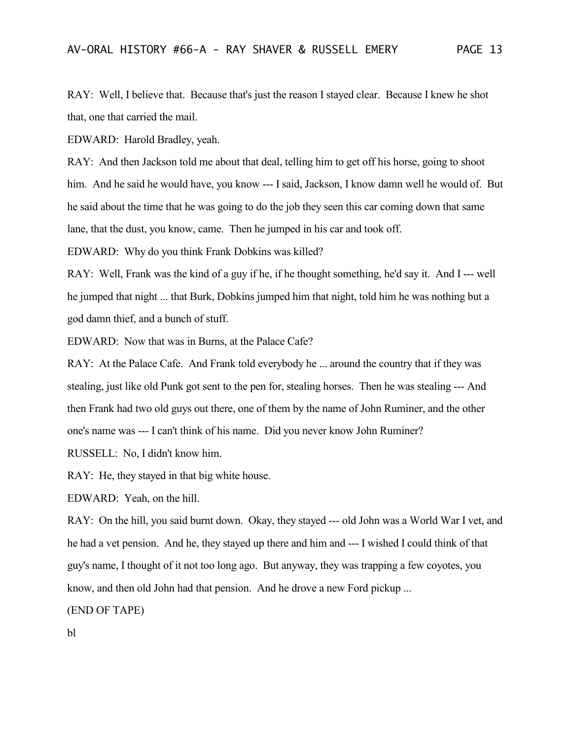RAY: Well, I believe that. Because that's just the reason I stayed clear. Because I knew he shot that, one that carried the mail.

EDWARD: Harold Bradley, yeah.

RAY: And then Jackson told me about that deal, telling him to get off his horse, going to shoot him. And he said he would have, you know --- I said, Jackson, I know damn well he would of. But he said about the time that he was going to do the job they seen this car coming down that same lane, that the dust, you know, came. Then he jumped in his car and took off.

EDWARD: Why do you think Frank Dobkins was killed?

RAY: Well, Frank was the kind of a guy if he, if he thought something, he'd say it. And I --- well he jumped that night ... that Burk, Dobkins jumped him that night, told him he was nothing but a god damn thief, and a bunch of stuff.

EDWARD: Now that was in Burns, at the Palace Cafe?

RAY: At the Palace Cafe. And Frank told everybody he ... around the country that if they was stealing, just like old Punk got sent to the pen for, stealing horses. Then he was stealing --- And then Frank had two old guys out there, one of them by the name of John Ruminer, and the other one's name was --- I can't think of his name. Did you never know John Ruminer?

RUSSELL: No, I didn't know him.

RAY: He, they stayed in that big white house.

EDWARD: Yeah, on the hill.

RAY: On the hill, you said burnt down. Okay, they stayed --- old John was a World War I vet, and he had a vet pension. And he, they stayed up there and him and --- I wished I could think of that guy's name, I thought of it not too long ago. But anyway, they was trapping a few coyotes, you know, and then old John had that pension. And he drove a new Ford pickup ...

(END OF TAPE)

bl